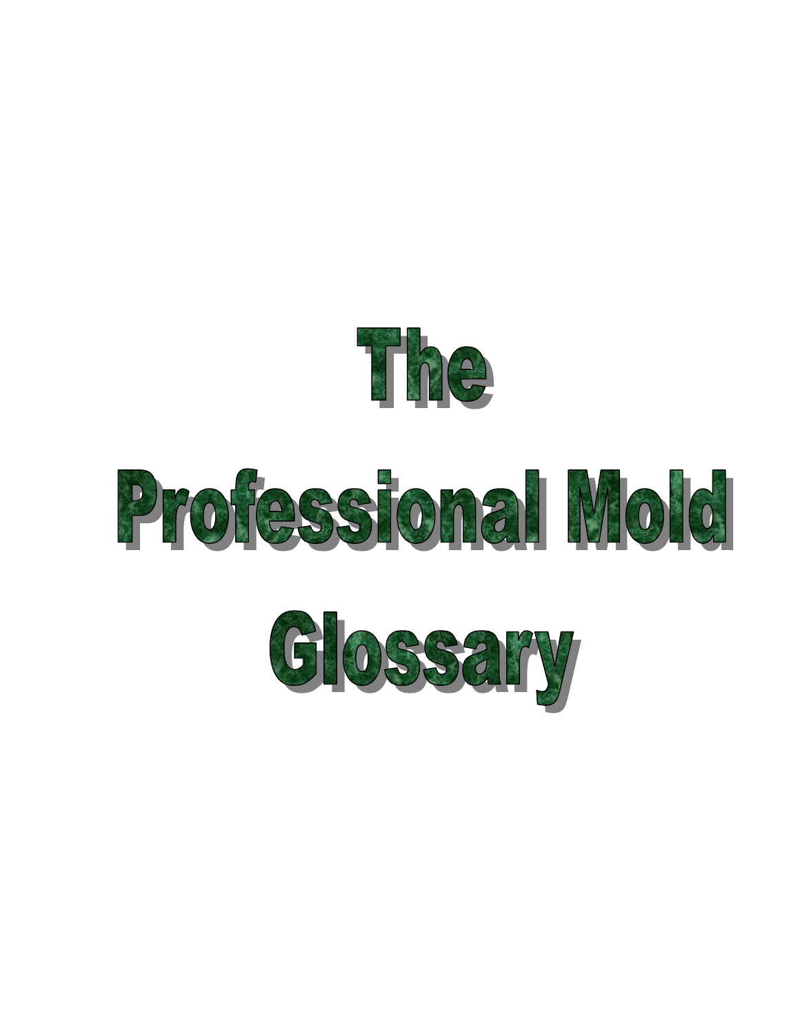# The Professional Mold Glossary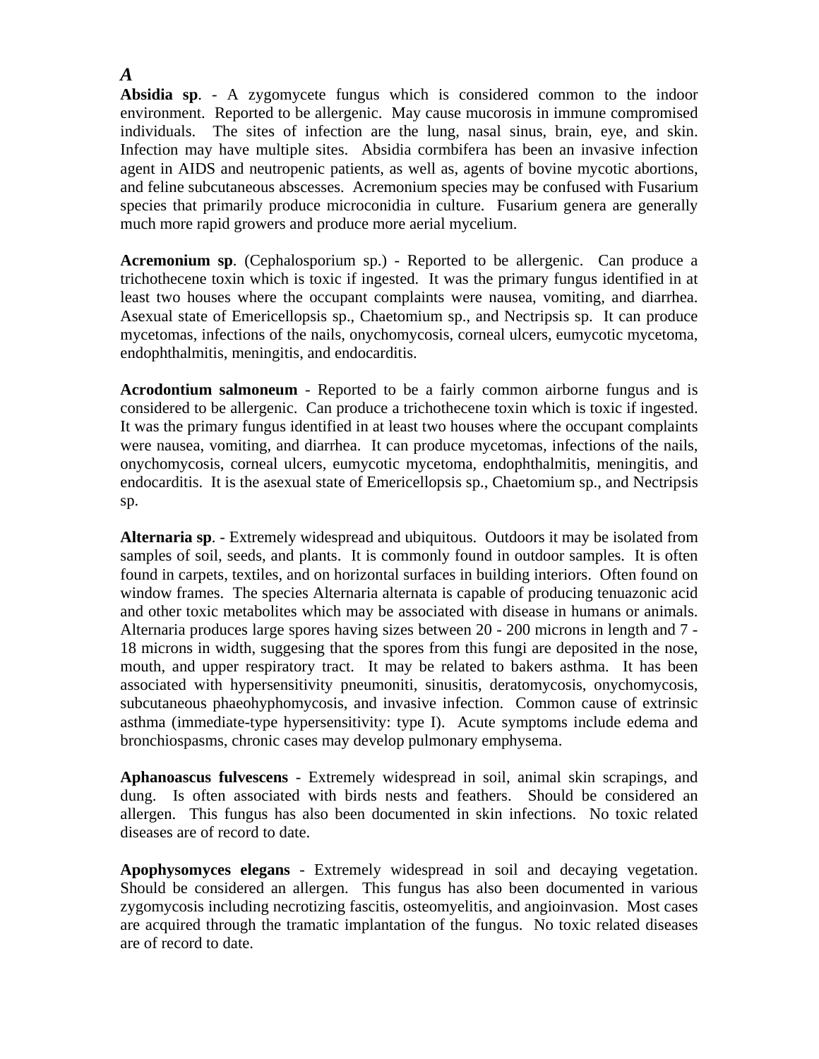***A***

**Absidia sp**. - A zygomycete fungus which is considered common to the indoor environment. Reported to be allergenic. May cause mucorosis in immune compromised individuals. The sites of infection are the lung, nasal sinus, brain, eye, and skin. Infection may have multiple sites. Absidia cormbifera has been an invasive infection agent in AIDS and neutropenic patients, as well as, agents of bovine mycotic abortions, and feline subcutaneous abscesses. Acremonium species may be confused with Fusarium species that primarily produce microconidia in culture. Fusarium genera are generally much more rapid growers and produce more aerial mycelium.

**Acremonium sp**. (Cephalosporium sp.) - Reported to be allergenic. Can produce a trichothecene toxin which is toxic if ingested. It was the primary fungus identified in at least two houses where the occupant complaints were nausea, vomiting, and diarrhea. Asexual state of Emericellopsis sp., Chaetomium sp., and Nectripsis sp. It can produce mycetomas, infections of the nails, onychomycosis, corneal ulcers, eumycotic mycetoma, endophthalmitis, meningitis, and endocarditis.

**Acrodontium salmoneum** - Reported to be a fairly common airborne fungus and is considered to be allergenic. Can produce a trichothecene toxin which is toxic if ingested. It was the primary fungus identified in at least two houses where the occupant complaints were nausea, vomiting, and diarrhea. It can produce mycetomas, infections of the nails, onychomycosis, corneal ulcers, eumycotic mycetoma, endophthalmitis, meningitis, and endocarditis. It is the asexual state of Emericellopsis sp., Chaetomium sp., and Nectripsis sp.

**Alternaria sp**. - Extremely widespread and ubiquitous. Outdoors it may be isolated from samples of soil, seeds, and plants. It is commonly found in outdoor samples. It is often found in carpets, textiles, and on horizontal surfaces in building interiors. Often found on window frames. The species Alternaria alternata is capable of producing tenuazonic acid and other toxic metabolites which may be associated with disease in humans or animals. Alternaria produces large spores having sizes between 20 - 200 microns in length and 7 - 18 microns in width, suggesing that the spores from this fungi are deposited in the nose, mouth, and upper respiratory tract. It may be related to bakers asthma. It has been associated with hypersensitivity pneumoniti, sinusitis, deratomycosis, onychomycosis, subcutaneous phaeohyphomycosis, and invasive infection. Common cause of extrinsic asthma (immediate-type hypersensitivity: type I). Acute symptoms include edema and bronchiospasms, chronic cases may develop pulmonary emphysema.

**Aphanoascus fulvescens** - Extremely widespread in soil, animal skin scrapings, and dung. Is often associated with birds nests and feathers. Should be considered an allergen. This fungus has also been documented in skin infections. No toxic related diseases are of record to date.

**Apophysomyces elegans** - Extremely widespread in soil and decaying vegetation. Should be considered an allergen. This fungus has also been documented in various zygomycosis including necrotizing fascitis, osteomyelitis, and angioinvasion. Most cases are acquired through the tramatic implantation of the fungus. No toxic related diseases are of record to date.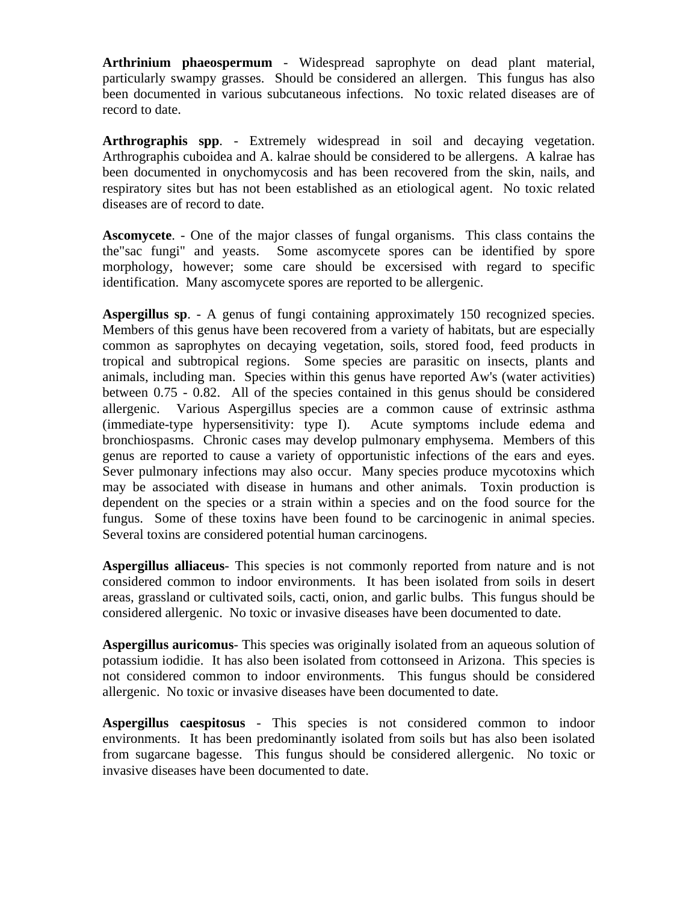**Arthrinium phaeospermum** - Widespread saprophyte on dead plant material, particularly swampy grasses. Should be considered an allergen. This fungus has also been documented in various subcutaneous infections. No toxic related diseases are of record to date.

**Arthrographis spp**. - Extremely widespread in soil and decaying vegetation. Arthrographis cuboidea and A. kalrae should be considered to be allergens. A kalrae has been documented in onychomycosis and has been recovered from the skin, nails, and respiratory sites but has not been established as an etiological agent. No toxic related diseases are of record to date.

**Ascomycete**. - One of the major classes of fungal organisms. This class contains the the"sac fungi" and yeasts. Some ascomycete spores can be identified by spore morphology, however; some care should be excersised with regard to specific identification. Many ascomycete spores are reported to be allergenic.

**Aspergillus sp**. - A genus of fungi containing approximately 150 recognized species. Members of this genus have been recovered from a variety of habitats, but are especially common as saprophytes on decaying vegetation, soils, stored food, feed products in tropical and subtropical regions. Some species are parasitic on insects, plants and animals, including man. Species within this genus have reported Aw's (water activities) between 0.75 - 0.82. All of the species contained in this genus should be considered allergenic. Various Aspergillus species are a common cause of extrinsic asthma (immediate-type hypersensitivity: type I). Acute symptoms include edema and bronchiospasms. Chronic cases may develop pulmonary emphysema. Members of this genus are reported to cause a variety of opportunistic infections of the ears and eyes. Sever pulmonary infections may also occur. Many species produce mycotoxins which may be associated with disease in humans and other animals. Toxin production is dependent on the species or a strain within a species and on the food source for the fungus. Some of these toxins have been found to be carcinogenic in animal species. Several toxins are considered potential human carcinogens.

**Aspergillus alliaceus**- This species is not commonly reported from nature and is not considered common to indoor environments. It has been isolated from soils in desert areas, grassland or cultivated soils, cacti, onion, and garlic bulbs. This fungus should be considered allergenic. No toxic or invasive diseases have been documented to date.

**Aspergillus auricomus**- This species was originally isolated from an aqueous solution of potassium iodidie. It has also been isolated from cottonseed in Arizona. This species is not considered common to indoor environments. This fungus should be considered allergenic. No toxic or invasive diseases have been documented to date.

**Aspergillus caespitosus** - This species is not considered common to indoor environments. It has been predominantly isolated from soils but has also been isolated from sugarcane bagesse. This fungus should be considered allergenic. No toxic or invasive diseases have been documented to date.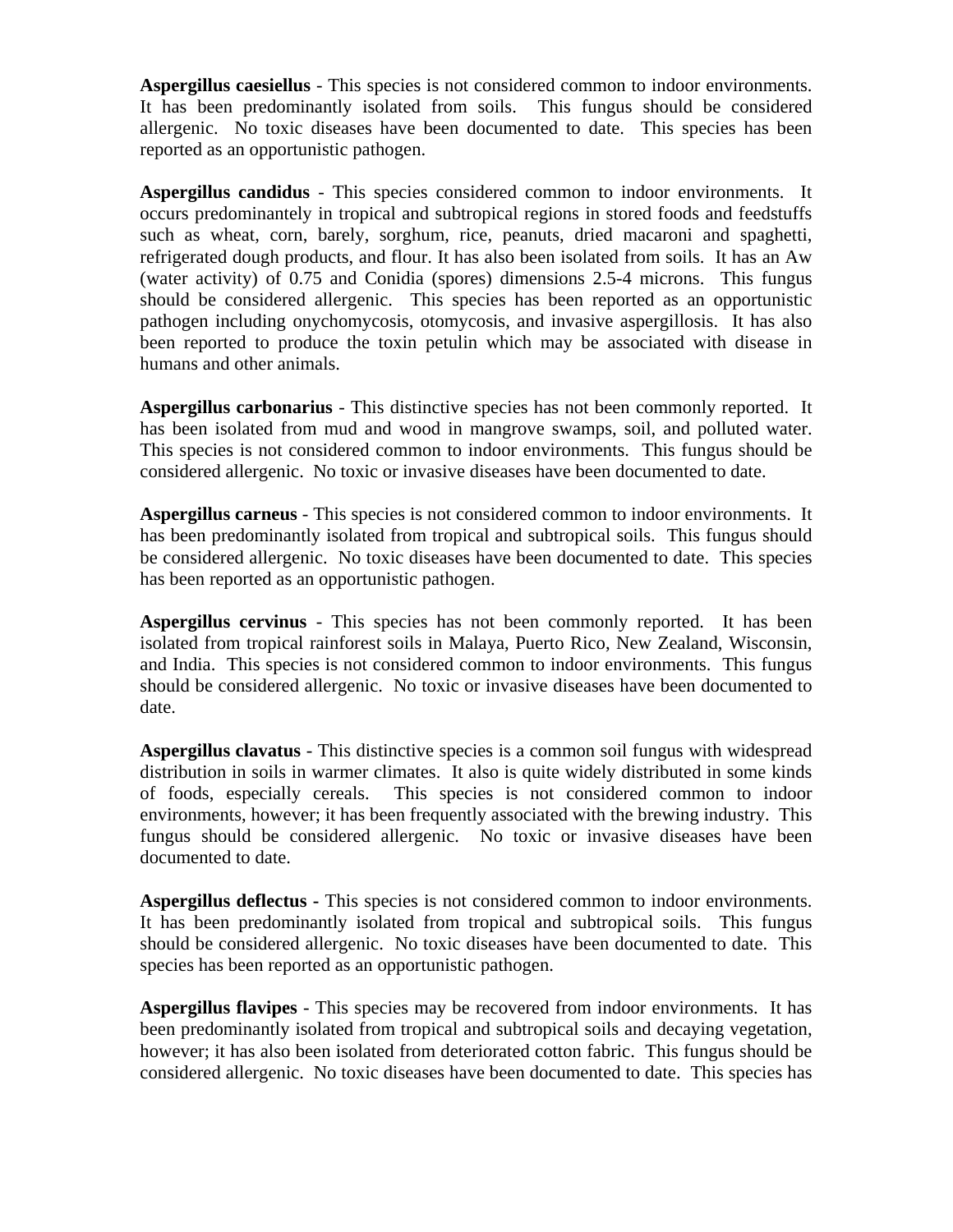**Aspergillus caesiellus** - This species is not considered common to indoor environments. It has been predominantly isolated from soils. This fungus should be considered allergenic. No toxic diseases have been documented to date. This species has been reported as an opportunistic pathogen.

**Aspergillus candidus** - This species considered common to indoor environments. It occurs predominantely in tropical and subtropical regions in stored foods and feedstuffs such as wheat, corn, barely, sorghum, rice, peanuts, dried macaroni and spaghetti, refrigerated dough products, and flour. It has also been isolated from soils. It has an Aw (water activity) of 0.75 and Conidia (spores) dimensions 2.5-4 microns. This fungus should be considered allergenic. This species has been reported as an opportunistic pathogen including onychomycosis, otomycosis, and invasive aspergillosis. It has also been reported to produce the toxin petulin which may be associated with disease in humans and other animals.

**Aspergillus carbonarius** - This distinctive species has not been commonly reported. It has been isolated from mud and wood in mangrove swamps, soil, and polluted water. This species is not considered common to indoor environments. This fungus should be considered allergenic. No toxic or invasive diseases have been documented to date.

**Aspergillus carneus** - This species is not considered common to indoor environments. It has been predominantly isolated from tropical and subtropical soils. This fungus should be considered allergenic. No toxic diseases have been documented to date. This species has been reported as an opportunistic pathogen.

**Aspergillus cervinus** - This species has not been commonly reported. It has been isolated from tropical rainforest soils in Malaya, Puerto Rico, New Zealand, Wisconsin, and India. This species is not considered common to indoor environments. This fungus should be considered allergenic. No toxic or invasive diseases have been documented to date.

**Aspergillus clavatus** - This distinctive species is a common soil fungus with widespread distribution in soils in warmer climates. It also is quite widely distributed in some kinds of foods, especially cereals. This species is not considered common to indoor environments, however; it has been frequently associated with the brewing industry. This fungus should be considered allergenic. No toxic or invasive diseases have been documented to date.

**Aspergillus deflectus -** This species is not considered common to indoor environments. It has been predominantly isolated from tropical and subtropical soils. This fungus should be considered allergenic. No toxic diseases have been documented to date. This species has been reported as an opportunistic pathogen.

**Aspergillus flavipes** - This species may be recovered from indoor environments. It has been predominantly isolated from tropical and subtropical soils and decaying vegetation, however; it has also been isolated from deteriorated cotton fabric. This fungus should be considered allergenic. No toxic diseases have been documented to date. This species has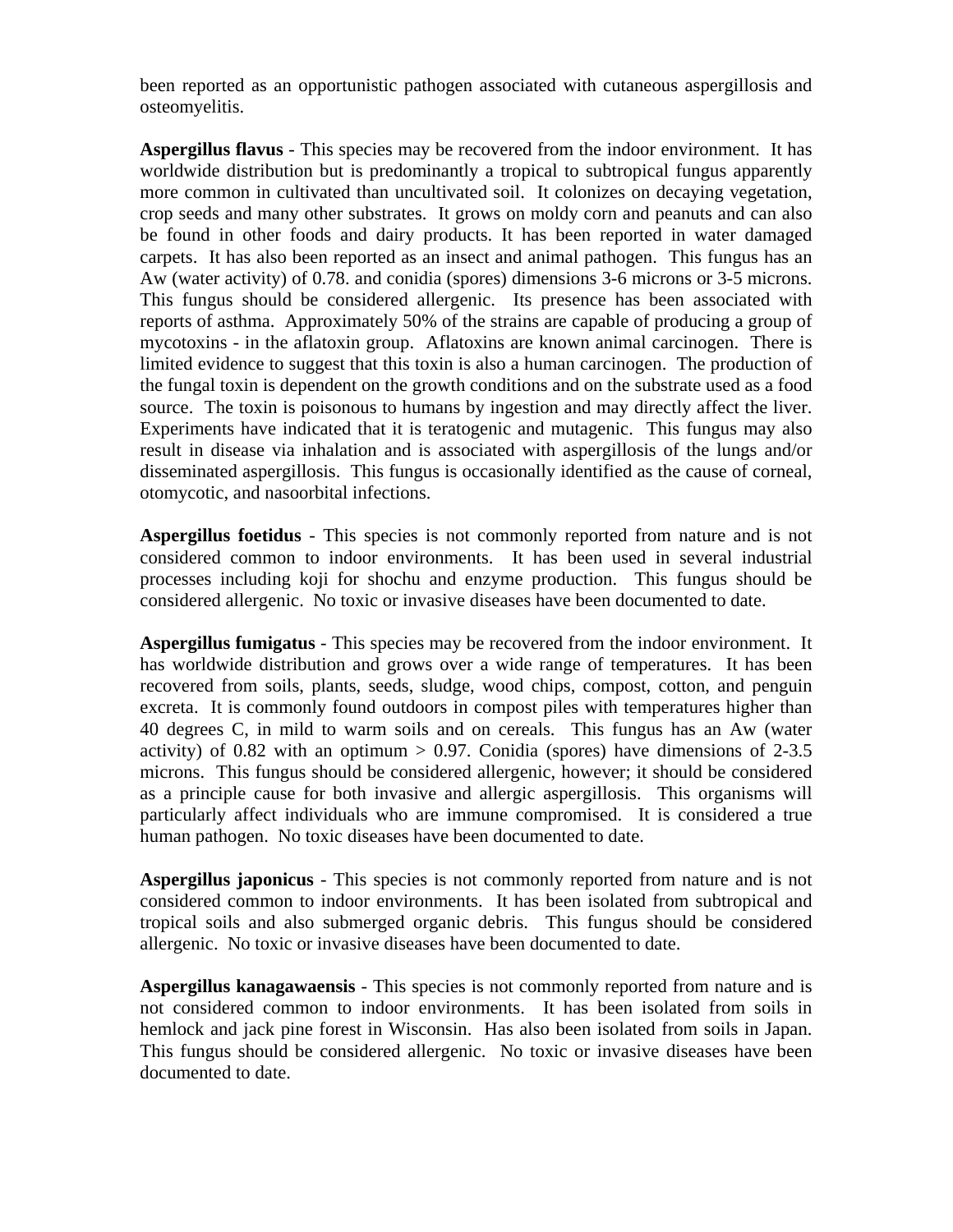been reported as an opportunistic pathogen associated with cutaneous aspergillosis and osteomyelitis.

**Aspergillus flavus** - This species may be recovered from the indoor environment. It has worldwide distribution but is predominantly a tropical to subtropical fungus apparently more common in cultivated than uncultivated soil. It colonizes on decaying vegetation, crop seeds and many other substrates. It grows on moldy corn and peanuts and can also be found in other foods and dairy products. It has been reported in water damaged carpets. It has also been reported as an insect and animal pathogen. This fungus has an Aw (water activity) of 0.78. and conidia (spores) dimensions 3-6 microns or 3-5 microns. This fungus should be considered allergenic. Its presence has been associated with reports of asthma. Approximately 50% of the strains are capable of producing a group of mycotoxins - in the aflatoxin group. Aflatoxins are known animal carcinogen. There is limited evidence to suggest that this toxin is also a human carcinogen. The production of the fungal toxin is dependent on the growth conditions and on the substrate used as a food source. The toxin is poisonous to humans by ingestion and may directly affect the liver. Experiments have indicated that it is teratogenic and mutagenic. This fungus may also result in disease via inhalation and is associated with aspergillosis of the lungs and/or disseminated aspergillosis. This fungus is occasionally identified as the cause of corneal, otomycotic, and nasoorbital infections.

**Aspergillus foetidus** - This species is not commonly reported from nature and is not considered common to indoor environments. It has been used in several industrial processes including koji for shochu and enzyme production. This fungus should be considered allergenic. No toxic or invasive diseases have been documented to date.

**Aspergillus fumigatus** - This species may be recovered from the indoor environment. It has worldwide distribution and grows over a wide range of temperatures. It has been recovered from soils, plants, seeds, sludge, wood chips, compost, cotton, and penguin excreta. It is commonly found outdoors in compost piles with temperatures higher than 40 degrees C, in mild to warm soils and on cereals. This fungus has an Aw (water activity) of 0.82 with an optimum > 0.97. Conidia (spores) have dimensions of 2-3.5 microns. This fungus should be considered allergenic, however; it should be considered as a principle cause for both invasive and allergic aspergillosis. This organisms will particularly affect individuals who are immune compromised. It is considered a true human pathogen. No toxic diseases have been documented to date.

**Aspergillus japonicus** - This species is not commonly reported from nature and is not considered common to indoor environments. It has been isolated from subtropical and tropical soils and also submerged organic debris. This fungus should be considered allergenic. No toxic or invasive diseases have been documented to date.

**Aspergillus kanagawaensis** - This species is not commonly reported from nature and is not considered common to indoor environments. It has been isolated from soils in hemlock and jack pine forest in Wisconsin. Has also been isolated from soils in Japan. This fungus should be considered allergenic. No toxic or invasive diseases have been documented to date.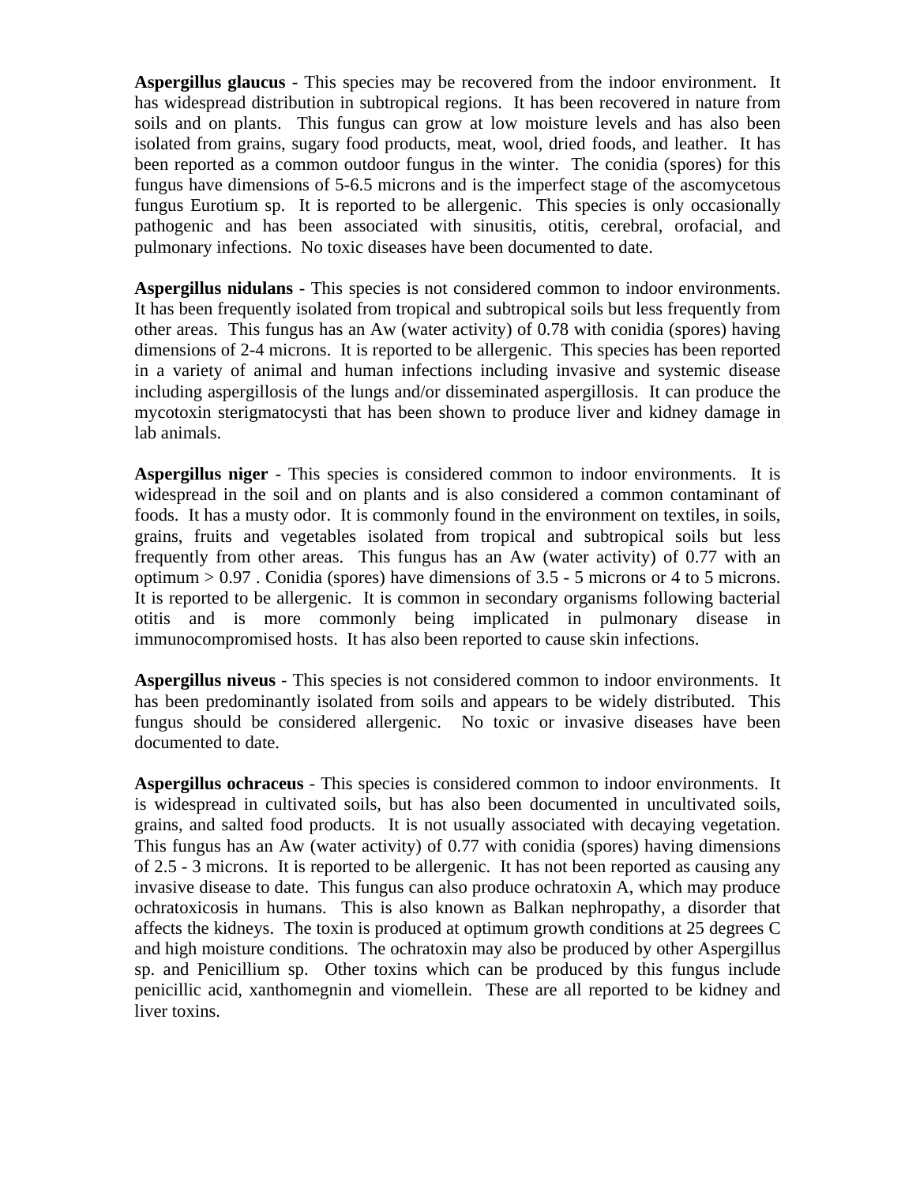**Aspergillus glaucus** - This species may be recovered from the indoor environment. It has widespread distribution in subtropical regions. It has been recovered in nature from soils and on plants. This fungus can grow at low moisture levels and has also been isolated from grains, sugary food products, meat, wool, dried foods, and leather. It has been reported as a common outdoor fungus in the winter. The conidia (spores) for this fungus have dimensions of 5-6.5 microns and is the imperfect stage of the ascomycetous fungus Eurotium sp. It is reported to be allergenic. This species is only occasionally pathogenic and has been associated with sinusitis, otitis, cerebral, orofacial, and pulmonary infections. No toxic diseases have been documented to date.

**Aspergillus nidulans** - This species is not considered common to indoor environments. It has been frequently isolated from tropical and subtropical soils but less frequently from other areas. This fungus has an Aw (water activity) of 0.78 with conidia (spores) having dimensions of 2-4 microns. It is reported to be allergenic. This species has been reported in a variety of animal and human infections including invasive and systemic disease including aspergillosis of the lungs and/or disseminated aspergillosis. It can produce the mycotoxin sterigmatocysti that has been shown to produce liver and kidney damage in lab animals.

**Aspergillus niger** - This species is considered common to indoor environments. It is widespread in the soil and on plants and is also considered a common contaminant of foods. It has a musty odor. It is commonly found in the environment on textiles, in soils, grains, fruits and vegetables isolated from tropical and subtropical soils but less frequently from other areas. This fungus has an Aw (water activity) of 0.77 with an optimum > 0.97 . Conidia (spores) have dimensions of 3.5 - 5 microns or 4 to 5 microns. It is reported to be allergenic. It is common in secondary organisms following bacterial otitis and is more commonly being implicated in pulmonary disease in immunocompromised hosts. It has also been reported to cause skin infections.

**Aspergillus niveus** - This species is not considered common to indoor environments. It has been predominantly isolated from soils and appears to be widely distributed. This fungus should be considered allergenic. No toxic or invasive diseases have been documented to date.

**Aspergillus ochraceus** - This species is considered common to indoor environments. It is widespread in cultivated soils, but has also been documented in uncultivated soils, grains, and salted food products. It is not usually associated with decaying vegetation. This fungus has an Aw (water activity) of 0.77 with conidia (spores) having dimensions of 2.5 - 3 microns. It is reported to be allergenic. It has not been reported as causing any invasive disease to date. This fungus can also produce ochratoxin A, which may produce ochratoxicosis in humans. This is also known as Balkan nephropathy, a disorder that affects the kidneys. The toxin is produced at optimum growth conditions at 25 degrees C and high moisture conditions. The ochratoxin may also be produced by other Aspergillus sp. and Penicillium sp. Other toxins which can be produced by this fungus include penicillic acid, xanthomegnin and viomellein. These are all reported to be kidney and liver toxins.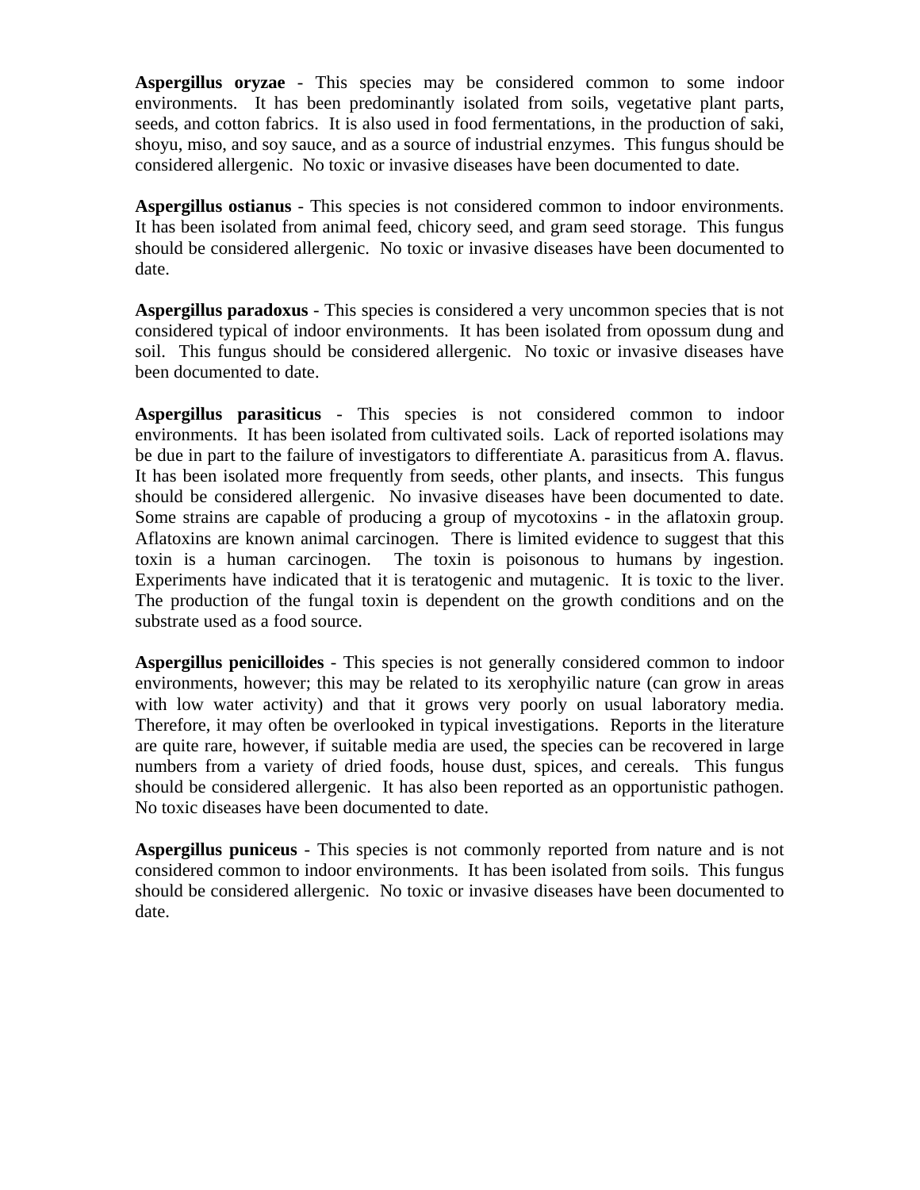**Aspergillus oryzae** - This species may be considered common to some indoor environments. It has been predominantly isolated from soils, vegetative plant parts, seeds, and cotton fabrics. It is also used in food fermentations, in the production of saki, shoyu, miso, and soy sauce, and as a source of industrial enzymes. This fungus should be considered allergenic. No toxic or invasive diseases have been documented to date.

**Aspergillus ostianus** - This species is not considered common to indoor environments. It has been isolated from animal feed, chicory seed, and gram seed storage. This fungus should be considered allergenic. No toxic or invasive diseases have been documented to date.

**Aspergillus paradoxus** - This species is considered a very uncommon species that is not considered typical of indoor environments. It has been isolated from opossum dung and soil. This fungus should be considered allergenic. No toxic or invasive diseases have been documented to date.

**Aspergillus parasiticus** - This species is not considered common to indoor environments. It has been isolated from cultivated soils. Lack of reported isolations may be due in part to the failure of investigators to differentiate A. parasiticus from A. flavus. It has been isolated more frequently from seeds, other plants, and insects. This fungus should be considered allergenic. No invasive diseases have been documented to date. Some strains are capable of producing a group of mycotoxins - in the aflatoxin group. Aflatoxins are known animal carcinogen. There is limited evidence to suggest that this toxin is a human carcinogen. The toxin is poisonous to humans by ingestion. Experiments have indicated that it is teratogenic and mutagenic. It is toxic to the liver. The production of the fungal toxin is dependent on the growth conditions and on the substrate used as a food source.

**Aspergillus penicilloides** - This species is not generally considered common to indoor environments, however; this may be related to its xerophyilic nature (can grow in areas with low water activity) and that it grows very poorly on usual laboratory media. Therefore, it may often be overlooked in typical investigations. Reports in the literature are quite rare, however, if suitable media are used, the species can be recovered in large numbers from a variety of dried foods, house dust, spices, and cereals. This fungus should be considered allergenic. It has also been reported as an opportunistic pathogen. No toxic diseases have been documented to date.

**Aspergillus puniceus** - This species is not commonly reported from nature and is not considered common to indoor environments. It has been isolated from soils. This fungus should be considered allergenic. No toxic or invasive diseases have been documented to date.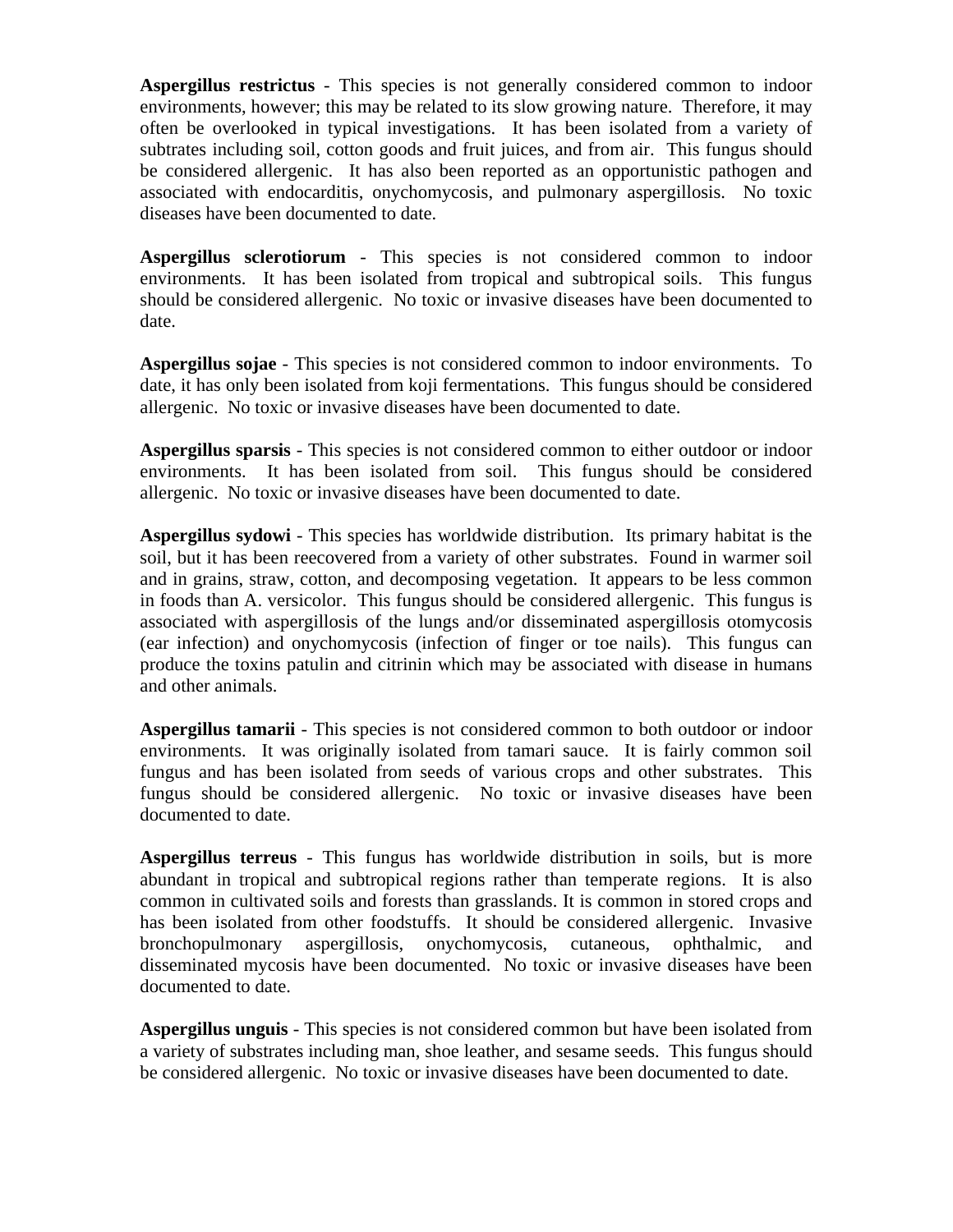**Aspergillus restrictus** - This species is not generally considered common to indoor environments, however; this may be related to its slow growing nature. Therefore, it may often be overlooked in typical investigations. It has been isolated from a variety of subtrates including soil, cotton goods and fruit juices, and from air. This fungus should be considered allergenic. It has also been reported as an opportunistic pathogen and associated with endocarditis, onychomycosis, and pulmonary aspergillosis. No toxic diseases have been documented to date.

**Aspergillus sclerotiorum** - This species is not considered common to indoor environments. It has been isolated from tropical and subtropical soils. This fungus should be considered allergenic. No toxic or invasive diseases have been documented to date.

**Aspergillus sojae** - This species is not considered common to indoor environments. To date, it has only been isolated from koji fermentations. This fungus should be considered allergenic. No toxic or invasive diseases have been documented to date.

**Aspergillus sparsis** - This species is not considered common to either outdoor or indoor environments. It has been isolated from soil. This fungus should be considered allergenic. No toxic or invasive diseases have been documented to date.

**Aspergillus sydowi** - This species has worldwide distribution. Its primary habitat is the soil, but it has been reecovered from a variety of other substrates. Found in warmer soil and in grains, straw, cotton, and decomposing vegetation. It appears to be less common in foods than A. versicolor. This fungus should be considered allergenic. This fungus is associated with aspergillosis of the lungs and/or disseminated aspergillosis otomycosis (ear infection) and onychomycosis (infection of finger or toe nails). This fungus can produce the toxins patulin and citrinin which may be associated with disease in humans and other animals.

**Aspergillus tamarii** - This species is not considered common to both outdoor or indoor environments. It was originally isolated from tamari sauce. It is fairly common soil fungus and has been isolated from seeds of various crops and other substrates. This fungus should be considered allergenic. No toxic or invasive diseases have been documented to date.

**Aspergillus terreus** - This fungus has worldwide distribution in soils, but is more abundant in tropical and subtropical regions rather than temperate regions. It is also common in cultivated soils and forests than grasslands. It is common in stored crops and has been isolated from other foodstuffs. It should be considered allergenic. Invasive bronchopulmonary aspergillosis, onychomycosis, cutaneous, ophthalmic, and disseminated mycosis have been documented. No toxic or invasive diseases have been documented to date.

**Aspergillus unguis** - This species is not considered common but have been isolated from a variety of substrates including man, shoe leather, and sesame seeds. This fungus should be considered allergenic. No toxic or invasive diseases have been documented to date.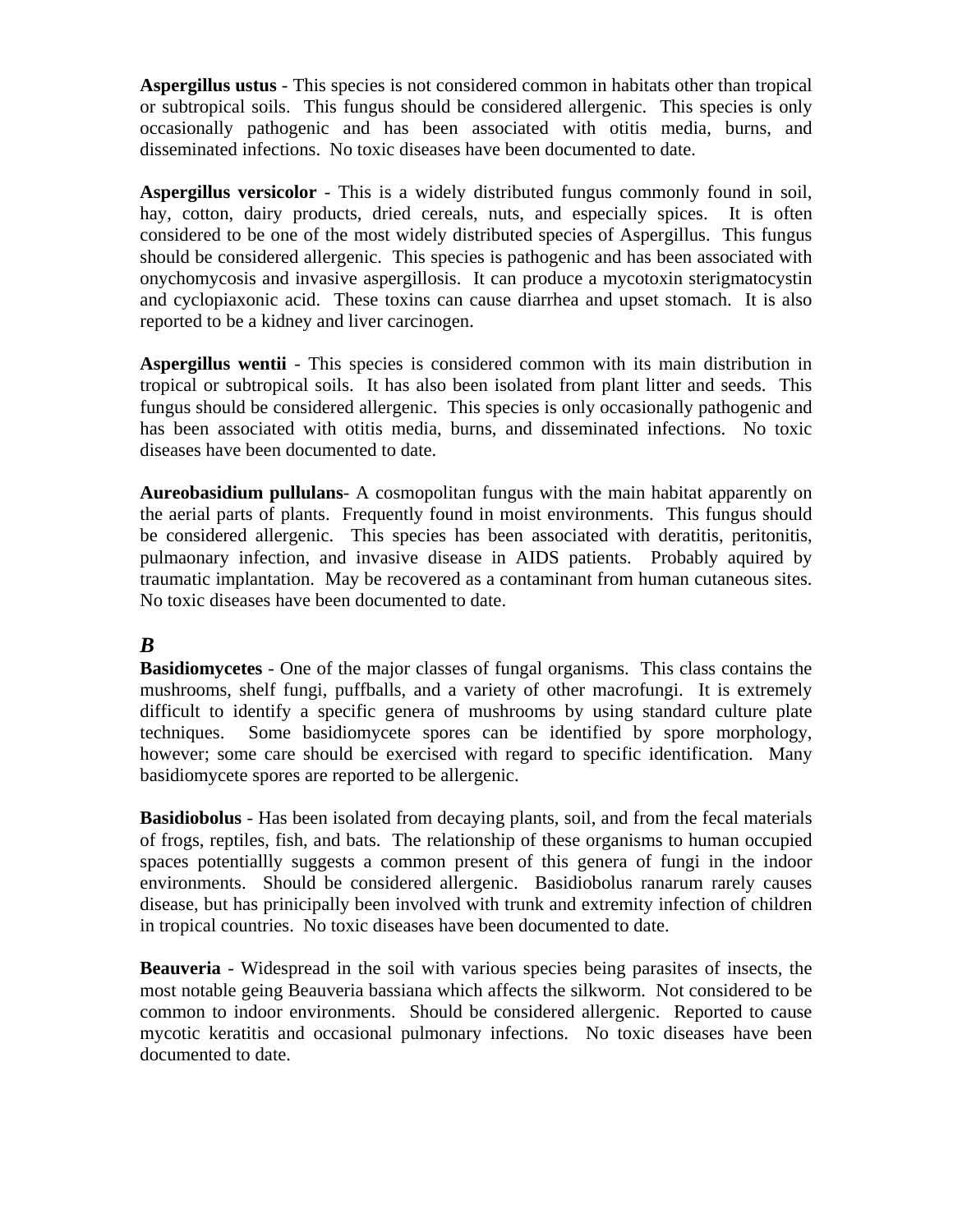**Aspergillus ustus** - This species is not considered common in habitats other than tropical or subtropical soils. This fungus should be considered allergenic. This species is only occasionally pathogenic and has been associated with otitis media, burns, and disseminated infections. No toxic diseases have been documented to date.

**Aspergillus versicolor** - This is a widely distributed fungus commonly found in soil, hay, cotton, dairy products, dried cereals, nuts, and especially spices. It is often considered to be one of the most widely distributed species of Aspergillus. This fungus should be considered allergenic. This species is pathogenic and has been associated with onychomycosis and invasive aspergillosis. It can produce a mycotoxin sterigmatocystin and cyclopiaxonic acid. These toxins can cause diarrhea and upset stomach. It is also reported to be a kidney and liver carcinogen.

**Aspergillus wentii** - This species is considered common with its main distribution in tropical or subtropical soils. It has also been isolated from plant litter and seeds. This fungus should be considered allergenic. This species is only occasionally pathogenic and has been associated with otitis media, burns, and disseminated infections. No toxic diseases have been documented to date.

**Aureobasidium pullulans**- A cosmopolitan fungus with the main habitat apparently on the aerial parts of plants. Frequently found in moist environments. This fungus should be considered allergenic. This species has been associated with deratitis, peritonitis, pulmaonary infection, and invasive disease in AIDS patients. Probably aquired by traumatic implantation. May be recovered as a contaminant from human cutaneous sites. No toxic diseases have been documented to date.

## *B*

**Basidiomycetes** - One of the major classes of fungal organisms. This class contains the mushrooms, shelf fungi, puffballs, and a variety of other macrofungi. It is extremely difficult to identify a specific genera of mushrooms by using standard culture plate techniques. Some basidiomycete spores can be identified by spore morphology, however; some care should be exercised with regard to specific identification. Many basidiomycete spores are reported to be allergenic.

**Basidiobolus** - Has been isolated from decaying plants, soil, and from the fecal materials of frogs, reptiles, fish, and bats. The relationship of these organisms to human occupied spaces potentiallly suggests a common present of this genera of fungi in the indoor environments. Should be considered allergenic. Basidiobolus ranarum rarely causes disease, but has prinicipally been involved with trunk and extremity infection of children in tropical countries. No toxic diseases have been documented to date.

**Beauveria** - Widespread in the soil with various species being parasites of insects, the most notable geing Beauveria bassiana which affects the silkworm. Not considered to be common to indoor environments. Should be considered allergenic. Reported to cause mycotic keratitis and occasional pulmonary infections. No toxic diseases have been documented to date.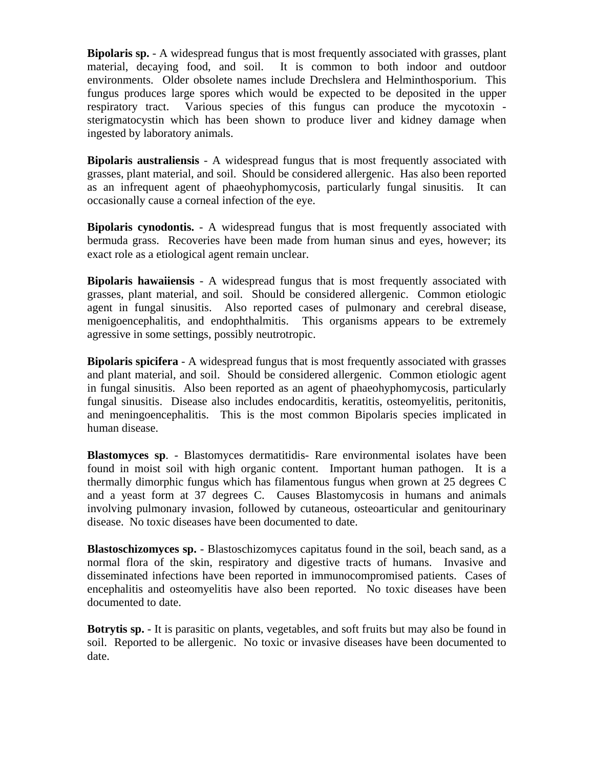**Bipolaris sp.** - A widespread fungus that is most frequently associated with grasses, plant material, decaying food, and soil. It is common to both indoor and outdoor environments. Older obsolete names include Drechslera and Helminthosporium. This fungus produces large spores which would be expected to be deposited in the upper respiratory tract. Various species of this fungus can produce the mycotoxin - sterigmatocystin which has been shown to produce liver and kidney damage when ingested by laboratory animals.

**Bipolaris australiensis** - A widespread fungus that is most frequently associated with grasses, plant material, and soil. Should be considered allergenic. Has also been reported as an infrequent agent of phaeohyphomycosis, particularly fungal sinusitis. It can occasionally cause a corneal infection of the eye.

**Bipolaris cynodontis.** - A widespread fungus that is most frequently associated with bermuda grass. Recoveries have been made from human sinus and eyes, however; its exact role as a etiological agent remain unclear.

**Bipolaris hawaiiensis** - A widespread fungus that is most frequently associated with grasses, plant material, and soil. Should be considered allergenic. Common etiologic agent in fungal sinusitis. Also reported cases of pulmonary and cerebral disease, menigoencephalitis, and endophthalmitis. This organisms appears to be extremely agressive in some settings, possibly neutrotropic.

**Bipolaris spicifera** - A widespread fungus that is most frequently associated with grasses and plant material, and soil. Should be considered allergenic. Common etiologic agent in fungal sinusitis. Also been reported as an agent of phaeohyphomycosis, particularly fungal sinusitis. Disease also includes endocarditis, keratitis, osteomyelitis, peritonitis, and meningoencephalitis. This is the most common Bipolaris species implicated in human disease.

**Blastomyces sp**. - Blastomyces dermatitidis- Rare environmental isolates have been found in moist soil with high organic content. Important human pathogen. It is a thermally dimorphic fungus which has filamentous fungus when grown at 25 degrees C and a yeast form at 37 degrees C. Causes Blastomycosis in humans and animals involving pulmonary invasion, followed by cutaneous, osteoarticular and genitourinary disease. No toxic diseases have been documented to date.

**Blastoschizomyces sp.** - Blastoschizomyces capitatus found in the soil, beach sand, as a normal flora of the skin, respiratory and digestive tracts of humans. Invasive and disseminated infections have been reported in immunocompromised patients. Cases of encephalitis and osteomyelitis have also been reported. No toxic diseases have been documented to date.

**Botrytis sp.** - It is parasitic on plants, vegetables, and soft fruits but may also be found in soil. Reported to be allergenic. No toxic or invasive diseases have been documented to date.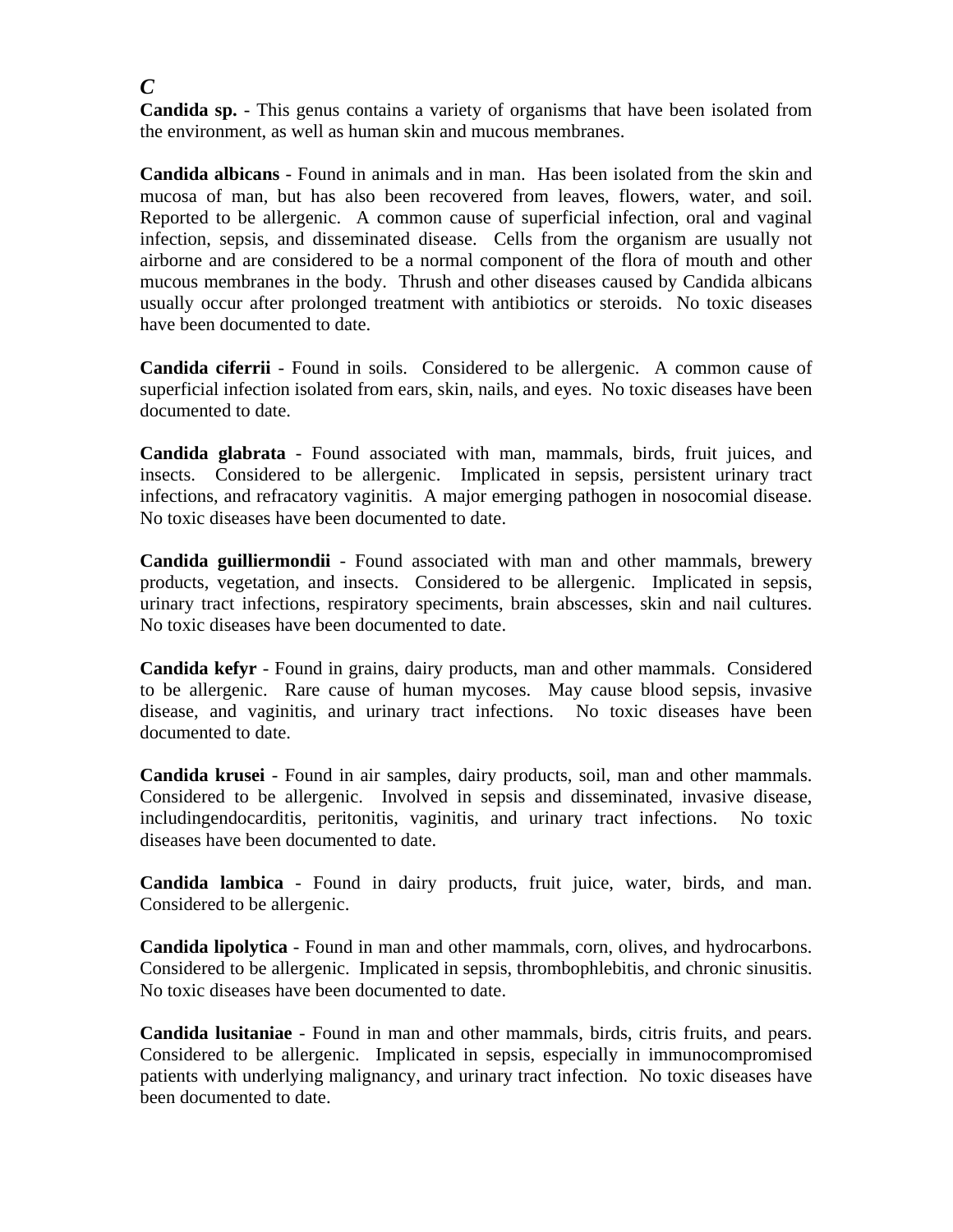## *C*

**Candida sp.** - This genus contains a variety of organisms that have been isolated from the environment, as well as human skin and mucous membranes.

**Candida albicans** - Found in animals and in man. Has been isolated from the skin and mucosa of man, but has also been recovered from leaves, flowers, water, and soil. Reported to be allergenic. A common cause of superficial infection, oral and vaginal infection, sepsis, and disseminated disease. Cells from the organism are usually not airborne and are considered to be a normal component of the flora of mouth and other mucous membranes in the body. Thrush and other diseases caused by Candida albicans usually occur after prolonged treatment with antibiotics or steroids. No toxic diseases have been documented to date.

**Candida ciferrii** - Found in soils. Considered to be allergenic. A common cause of superficial infection isolated from ears, skin, nails, and eyes. No toxic diseases have been documented to date.

**Candida glabrata** - Found associated with man, mammals, birds, fruit juices, and insects. Considered to be allergenic. Implicated in sepsis, persistent urinary tract infections, and refracatory vaginitis. A major emerging pathogen in nosocomial disease. No toxic diseases have been documented to date.

**Candida guilliermondii** - Found associated with man and other mammals, brewery products, vegetation, and insects. Considered to be allergenic. Implicated in sepsis, urinary tract infections, respiratory speciments, brain abscesses, skin and nail cultures. No toxic diseases have been documented to date.

**Candida kefyr** - Found in grains, dairy products, man and other mammals. Considered to be allergenic. Rare cause of human mycoses. May cause blood sepsis, invasive disease, and vaginitis, and urinary tract infections. No toxic diseases have been documented to date.

**Candida krusei** - Found in air samples, dairy products, soil, man and other mammals. Considered to be allergenic. Involved in sepsis and disseminated, invasive disease, includingendocarditis, peritonitis, vaginitis, and urinary tract infections. No toxic diseases have been documented to date.

**Candida lambica** - Found in dairy products, fruit juice, water, birds, and man. Considered to be allergenic.

**Candida lipolytica** - Found in man and other mammals, corn, olives, and hydrocarbons. Considered to be allergenic. Implicated in sepsis, thrombophlebitis, and chronic sinusitis. No toxic diseases have been documented to date.

**Candida lusitaniae** - Found in man and other mammals, birds, citris fruits, and pears. Considered to be allergenic. Implicated in sepsis, especially in immunocompromised patients with underlying malignancy, and urinary tract infection. No toxic diseases have been documented to date.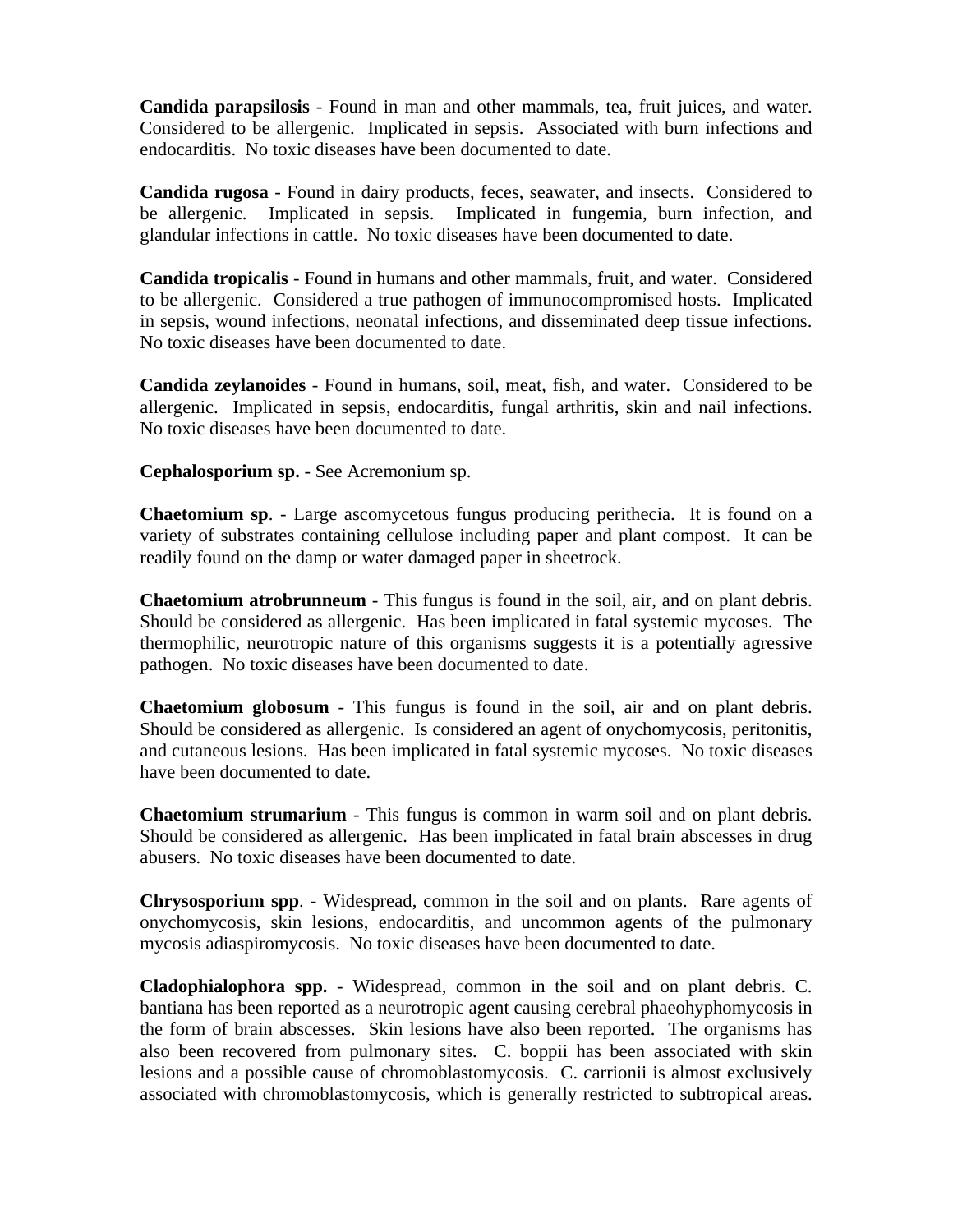**Candida parapsilosis** - Found in man and other mammals, tea, fruit juices, and water. Considered to be allergenic. Implicated in sepsis. Associated with burn infections and endocarditis. No toxic diseases have been documented to date.

**Candida rugosa** - Found in dairy products, feces, seawater, and insects. Considered to be allergenic. Implicated in sepsis. Implicated in fungemia, burn infection, and glandular infections in cattle. No toxic diseases have been documented to date.

**Candida tropicalis** - Found in humans and other mammals, fruit, and water. Considered to be allergenic. Considered a true pathogen of immunocompromised hosts. Implicated in sepsis, wound infections, neonatal infections, and disseminated deep tissue infections. No toxic diseases have been documented to date.

**Candida zeylanoides** - Found in humans, soil, meat, fish, and water. Considered to be allergenic. Implicated in sepsis, endocarditis, fungal arthritis, skin and nail infections. No toxic diseases have been documented to date.

**Cephalosporium sp.** - See Acremonium sp.

**Chaetomium sp**. - Large ascomycetous fungus producing perithecia. It is found on a variety of substrates containing cellulose including paper and plant compost. It can be readily found on the damp or water damaged paper in sheetrock.

**Chaetomium atrobrunneum** - This fungus is found in the soil, air, and on plant debris. Should be considered as allergenic. Has been implicated in fatal systemic mycoses. The thermophilic, neurotropic nature of this organisms suggests it is a potentially agressive pathogen. No toxic diseases have been documented to date.

**Chaetomium globosum** - This fungus is found in the soil, air and on plant debris. Should be considered as allergenic. Is considered an agent of onychomycosis, peritonitis, and cutaneous lesions. Has been implicated in fatal systemic mycoses. No toxic diseases have been documented to date.

**Chaetomium strumarium** - This fungus is common in warm soil and on plant debris. Should be considered as allergenic. Has been implicated in fatal brain abscesses in drug abusers. No toxic diseases have been documented to date.

**Chrysosporium spp**. - Widespread, common in the soil and on plants. Rare agents of onychomycosis, skin lesions, endocarditis, and uncommon agents of the pulmonary mycosis adiaspiromycosis. No toxic diseases have been documented to date.

**Cladophialophora spp.** - Widespread, common in the soil and on plant debris. C. bantiana has been reported as a neurotropic agent causing cerebral phaeohyphomycosis in the form of brain abscesses. Skin lesions have also been reported. The organisms has also been recovered from pulmonary sites. C. boppii has been associated with skin lesions and a possible cause of chromoblastomycosis. C. carrionii is almost exclusively associated with chromoblastomycosis, which is generally restricted to subtropical areas.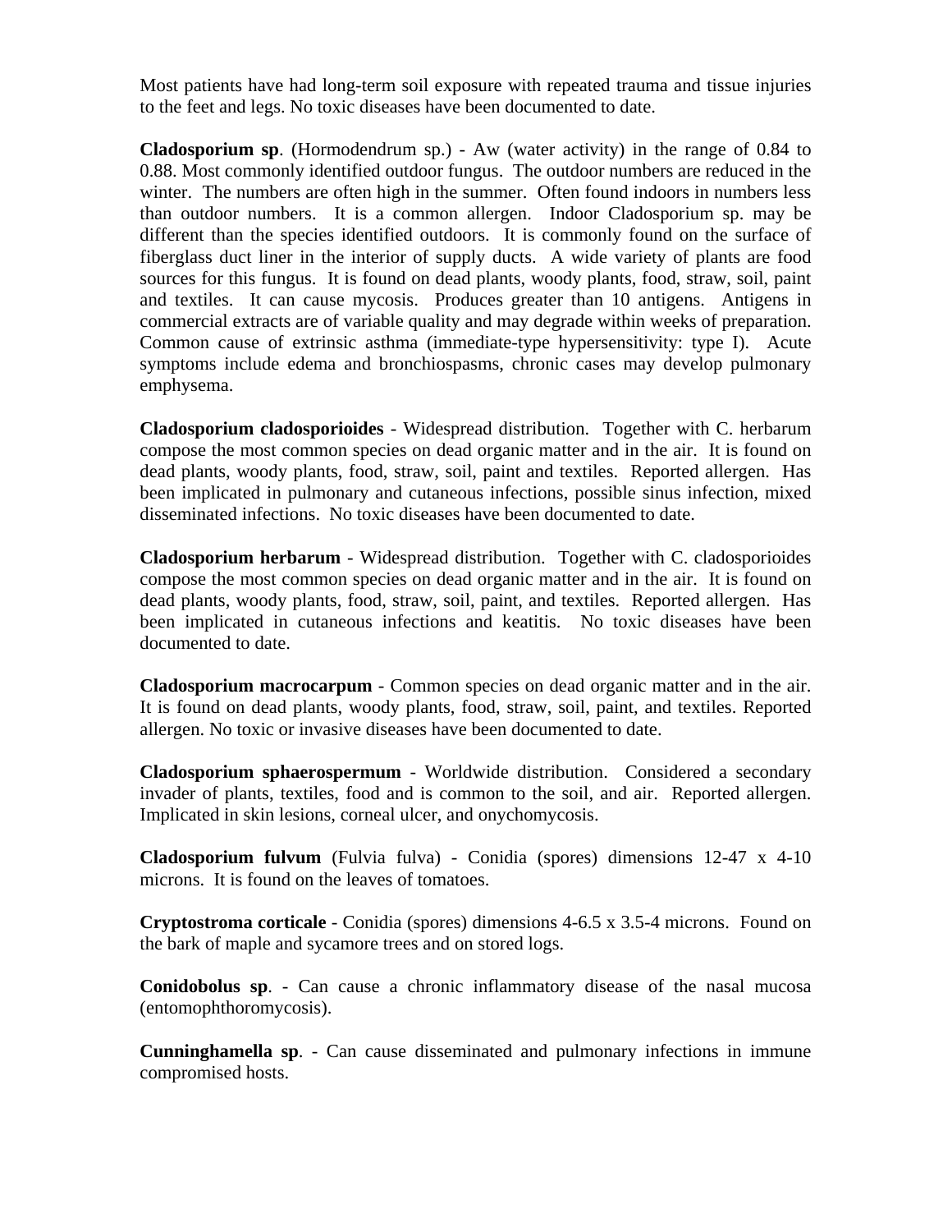Most patients have had long-term soil exposure with repeated trauma and tissue injuries to the feet and legs. No toxic diseases have been documented to date.

**Cladosporium sp**. (Hormodendrum sp.) - Aw (water activity) in the range of 0.84 to 0.88. Most commonly identified outdoor fungus. The outdoor numbers are reduced in the winter. The numbers are often high in the summer. Often found indoors in numbers less than outdoor numbers. It is a common allergen. Indoor Cladosporium sp. may be different than the species identified outdoors. It is commonly found on the surface of fiberglass duct liner in the interior of supply ducts. A wide variety of plants are food sources for this fungus. It is found on dead plants, woody plants, food, straw, soil, paint and textiles. It can cause mycosis. Produces greater than 10 antigens. Antigens in commercial extracts are of variable quality and may degrade within weeks of preparation. Common cause of extrinsic asthma (immediate-type hypersensitivity: type I). Acute symptoms include edema and bronchiospasms, chronic cases may develop pulmonary emphysema.

**Cladosporium cladosporioides** - Widespread distribution. Together with C. herbarum compose the most common species on dead organic matter and in the air. It is found on dead plants, woody plants, food, straw, soil, paint and textiles. Reported allergen. Has been implicated in pulmonary and cutaneous infections, possible sinus infection, mixed disseminated infections. No toxic diseases have been documented to date.

**Cladosporium herbarum** - Widespread distribution. Together with C. cladosporioides compose the most common species on dead organic matter and in the air. It is found on dead plants, woody plants, food, straw, soil, paint, and textiles. Reported allergen. Has been implicated in cutaneous infections and keatitis. No toxic diseases have been documented to date.

**Cladosporium macrocarpum** - Common species on dead organic matter and in the air. It is found on dead plants, woody plants, food, straw, soil, paint, and textiles. Reported allergen. No toxic or invasive diseases have been documented to date.

**Cladosporium sphaerospermum** - Worldwide distribution. Considered a secondary invader of plants, textiles, food and is common to the soil, and air. Reported allergen. Implicated in skin lesions, corneal ulcer, and onychomycosis.

**Cladosporium fulvum** (Fulvia fulva) - Conidia (spores) dimensions 12-47 x 4-10 microns. It is found on the leaves of tomatoes.

**Cryptostroma corticale** - Conidia (spores) dimensions 4-6.5 x 3.5-4 microns. Found on the bark of maple and sycamore trees and on stored logs.

**Conidobolus sp**. - Can cause a chronic inflammatory disease of the nasal mucosa (entomophthoromycosis).

**Cunninghamella sp**. - Can cause disseminated and pulmonary infections in immune compromised hosts.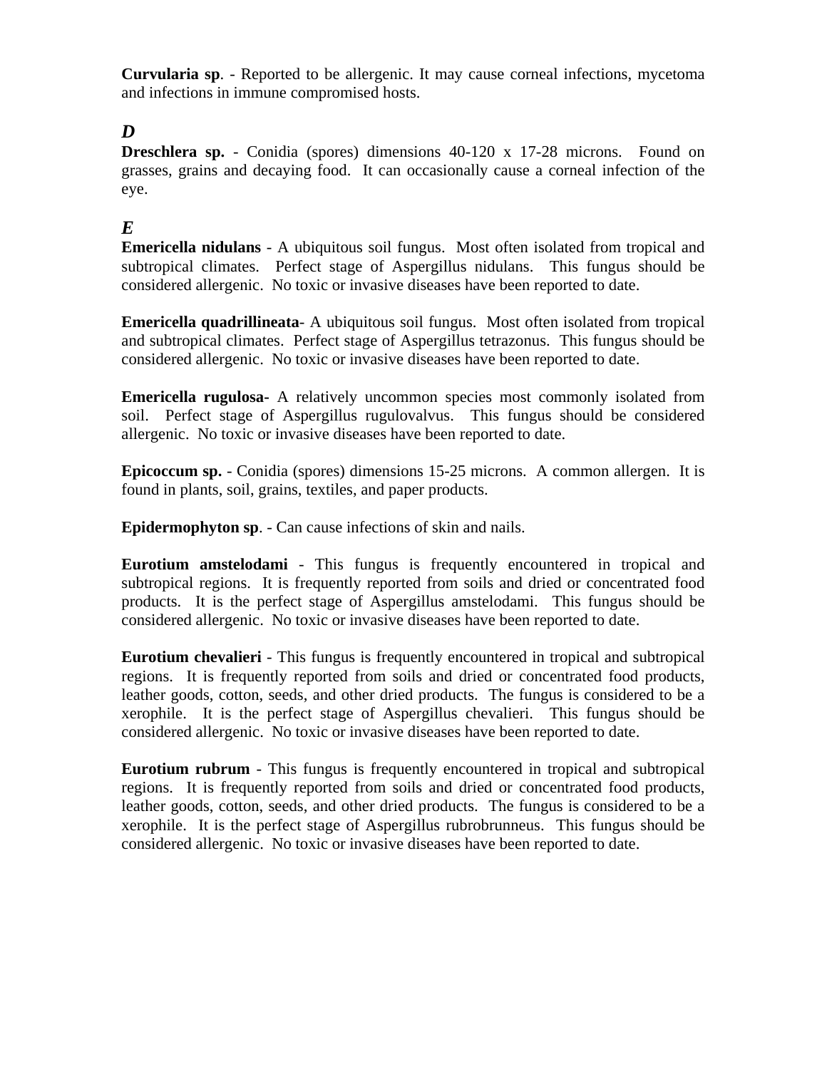**Curvularia sp**. - Reported to be allergenic. It may cause corneal infections, mycetoma and infections in immune compromised hosts.

### *D*

**Dreschlera sp.** - Conidia (spores) dimensions 40-120 x 17-28 microns. Found on grasses, grains and decaying food. It can occasionally cause a corneal infection of the eye.

### *E*

**Emericella nidulans** - A ubiquitous soil fungus. Most often isolated from tropical and subtropical climates. Perfect stage of Aspergillus nidulans. This fungus should be considered allergenic. No toxic or invasive diseases have been reported to date.

**Emericella quadrillineata**- A ubiquitous soil fungus. Most often isolated from tropical and subtropical climates. Perfect stage of Aspergillus tetrazonus. This fungus should be considered allergenic. No toxic or invasive diseases have been reported to date.

**Emericella rugulosa-** A relatively uncommon species most commonly isolated from soil. Perfect stage of Aspergillus rugulovalvus. This fungus should be considered allergenic. No toxic or invasive diseases have been reported to date.

**Epicoccum sp.** - Conidia (spores) dimensions 15-25 microns. A common allergen. It is found in plants, soil, grains, textiles, and paper products.

**Epidermophyton sp**. - Can cause infections of skin and nails.

**Eurotium amstelodami** - This fungus is frequently encountered in tropical and subtropical regions. It is frequently reported from soils and dried or concentrated food products. It is the perfect stage of Aspergillus amstelodami. This fungus should be considered allergenic. No toxic or invasive diseases have been reported to date.

**Eurotium chevalieri** - This fungus is frequently encountered in tropical and subtropical regions. It is frequently reported from soils and dried or concentrated food products, leather goods, cotton, seeds, and other dried products. The fungus is considered to be a xerophile. It is the perfect stage of Aspergillus chevalieri. This fungus should be considered allergenic. No toxic or invasive diseases have been reported to date.

**Eurotium rubrum** - This fungus is frequently encountered in tropical and subtropical regions. It is frequently reported from soils and dried or concentrated food products, leather goods, cotton, seeds, and other dried products. The fungus is considered to be a xerophile. It is the perfect stage of Aspergillus rubrobrunneus. This fungus should be considered allergenic. No toxic or invasive diseases have been reported to date.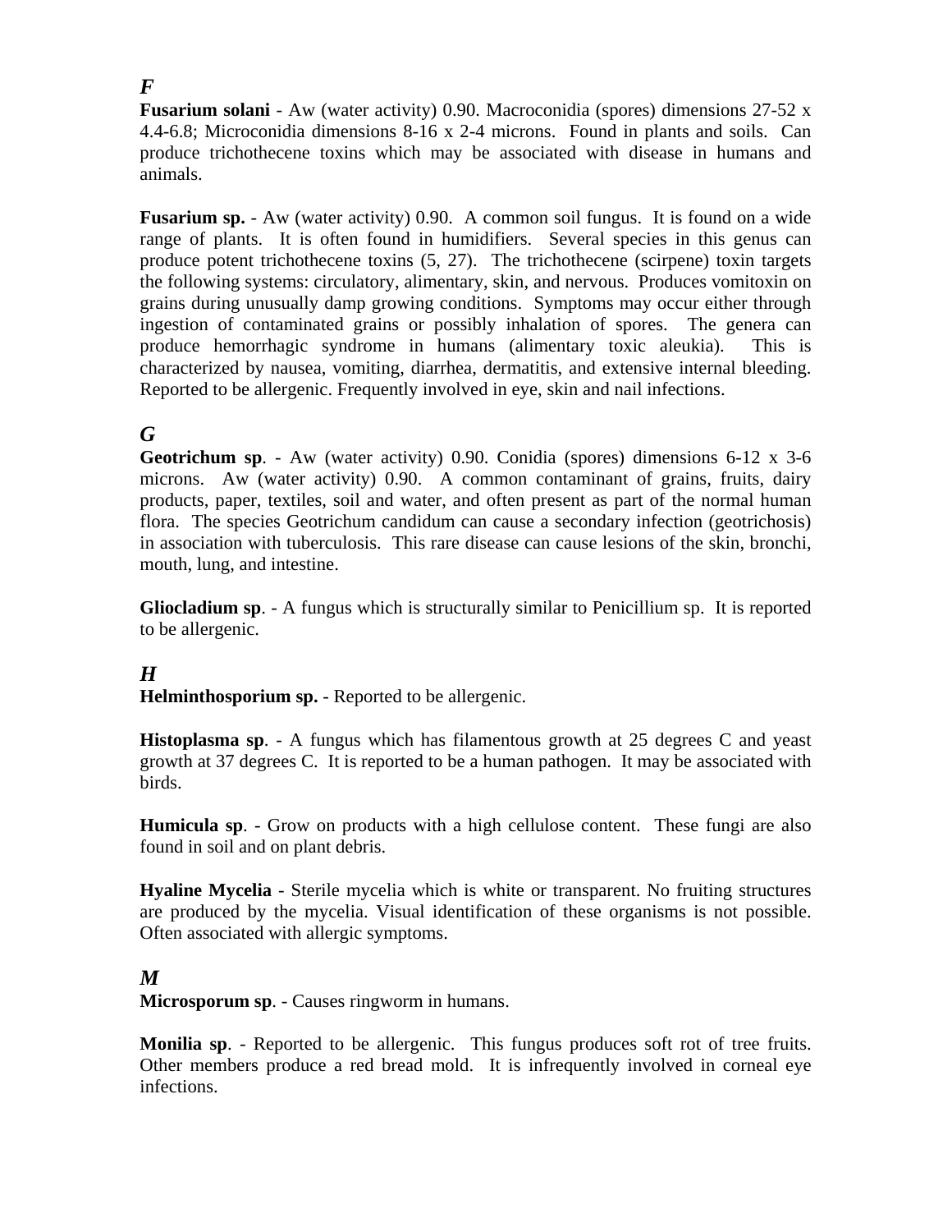## *F*

**Fusarium solani** - Aw (water activity) 0.90. Macroconidia (spores) dimensions 27-52 x 4.4-6.8; Microconidia dimensions 8-16 x 2-4 microns. Found in plants and soils. Can produce trichothecene toxins which may be associated with disease in humans and animals.

**Fusarium sp.** - Aw (water activity) 0.90. A common soil fungus. It is found on a wide range of plants. It is often found in humidifiers. Several species in this genus can produce potent trichothecene toxins (5, 27). The trichothecene (scirpene) toxin targets the following systems: circulatory, alimentary, skin, and nervous. Produces vomitoxin on grains during unusually damp growing conditions. Symptoms may occur either through ingestion of contaminated grains or possibly inhalation of spores. The genera can produce hemorrhagic syndrome in humans (alimentary toxic aleukia). This is characterized by nausea, vomiting, diarrhea, dermatitis, and extensive internal bleeding. Reported to be allergenic. Frequently involved in eye, skin and nail infections.

## *G*

**Geotrichum sp**. - Aw (water activity) 0.90. Conidia (spores) dimensions 6-12 x 3-6 microns. Aw (water activity) 0.90. A common contaminant of grains, fruits, dairy products, paper, textiles, soil and water, and often present as part of the normal human flora. The species Geotrichum candidum can cause a secondary infection (geotrichosis) in association with tuberculosis. This rare disease can cause lesions of the skin, bronchi, mouth, lung, and intestine.

**Gliocladium sp**. - A fungus which is structurally similar to Penicillium sp. It is reported to be allergenic.

## *H*

**Helminthosporium sp.** - Reported to be allergenic.

**Histoplasma sp**. - A fungus which has filamentous growth at 25 degrees C and yeast growth at 37 degrees C. It is reported to be a human pathogen. It may be associated with birds.

**Humicula sp**. - Grow on products with a high cellulose content. These fungi are also found in soil and on plant debris.

**Hyaline Mycelia** - Sterile mycelia which is white or transparent. No fruiting structures are produced by the mycelia. Visual identification of these organisms is not possible. Often associated with allergic symptoms.

## *M*

**Microsporum sp**. - Causes ringworm in humans.

**Monilia sp**. - Reported to be allergenic. This fungus produces soft rot of tree fruits. Other members produce a red bread mold. It is infrequently involved in corneal eye infections.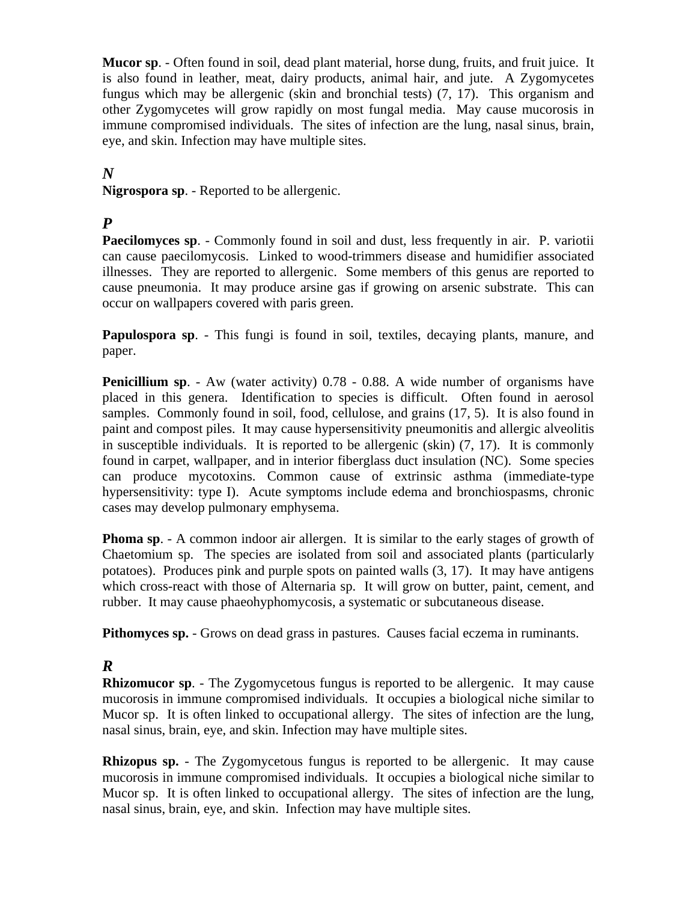**Mucor sp**. - Often found in soil, dead plant material, horse dung, fruits, and fruit juice. It is also found in leather, meat, dairy products, animal hair, and jute. A Zygomycetes fungus which may be allergenic (skin and bronchial tests) (7, 17). This organism and other Zygomycetes will grow rapidly on most fungal media. May cause mucorosis in immune compromised individuals. The sites of infection are the lung, nasal sinus, brain, eye, and skin. Infection may have multiple sites.

### *N*

**Nigrospora sp**. - Reported to be allergenic.

### *P*

**Paecilomyces sp**. - Commonly found in soil and dust, less frequently in air. P. variotii can cause paecilomycosis. Linked to wood-trimmers disease and humidifier associated illnesses. They are reported to allergenic. Some members of this genus are reported to cause pneumonia. It may produce arsine gas if growing on arsenic substrate. This can occur on wallpapers covered with paris green.

**Papulospora sp**. - This fungi is found in soil, textiles, decaying plants, manure, and paper.

**Penicillium sp**. - Aw (water activity) 0.78 - 0.88. A wide number of organisms have placed in this genera. Identification to species is difficult. Often found in aerosol samples. Commonly found in soil, food, cellulose, and grains (17, 5). It is also found in paint and compost piles. It may cause hypersensitivity pneumonitis and allergic alveolitis in susceptible individuals. It is reported to be allergenic (skin) (7, 17). It is commonly found in carpet, wallpaper, and in interior fiberglass duct insulation (NC). Some species can produce mycotoxins. Common cause of extrinsic asthma (immediate-type hypersensitivity: type I). Acute symptoms include edema and bronchiospasms, chronic cases may develop pulmonary emphysema.

**Phoma sp**. - A common indoor air allergen. It is similar to the early stages of growth of Chaetomium sp. The species are isolated from soil and associated plants (particularly potatoes). Produces pink and purple spots on painted walls (3, 17). It may have antigens which cross-react with those of Alternaria sp. It will grow on butter, paint, cement, and rubber. It may cause phaeohyphomycosis, a systematic or subcutaneous disease.

**Pithomyces sp.** - Grows on dead grass in pastures. Causes facial eczema in ruminants.

### *R*

**Rhizomucor sp**. - The Zygomycetous fungus is reported to be allergenic. It may cause mucorosis in immune compromised individuals. It occupies a biological niche similar to Mucor sp. It is often linked to occupational allergy. The sites of infection are the lung, nasal sinus, brain, eye, and skin. Infection may have multiple sites.

**Rhizopus sp.** - The Zygomycetous fungus is reported to be allergenic. It may cause mucorosis in immune compromised individuals. It occupies a biological niche similar to Mucor sp. It is often linked to occupational allergy. The sites of infection are the lung, nasal sinus, brain, eye, and skin. Infection may have multiple sites.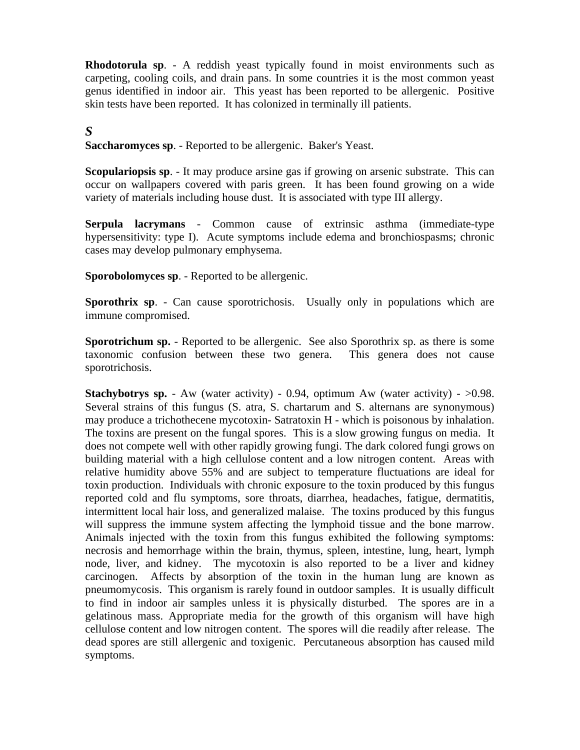**Rhodotorula sp**. - A reddish yeast typically found in moist environments such as carpeting, cooling coils, and drain pans. In some countries it is the most common yeast genus identified in indoor air. This yeast has been reported to be allergenic. Positive skin tests have been reported. It has colonized in terminally ill patients.

## *S*

**Saccharomyces sp**. - Reported to be allergenic. Baker's Yeast.

**Scopulariopsis sp**. - It may produce arsine gas if growing on arsenic substrate. This can occur on wallpapers covered with paris green. It has been found growing on a wide variety of materials including house dust. It is associated with type III allergy.

**Serpula lacrymans** - Common cause of extrinsic asthma (immediate-type hypersensitivity: type I). Acute symptoms include edema and bronchiospasms; chronic cases may develop pulmonary emphysema.

**Sporobolomyces sp**. - Reported to be allergenic.

**Sporothrix sp**. - Can cause sporotrichosis. Usually only in populations which are immune compromised.

**Sporotrichum sp.** - Reported to be allergenic. See also Sporothrix sp. as there is some taxonomic confusion between these two genera. This genera does not cause sporotrichosis.

**Stachybotrys sp.** - Aw (water activity) - 0.94, optimum Aw (water activity) - >0.98. Several strains of this fungus (S. atra, S. chartarum and S. alternans are synonymous) may produce a trichothecene mycotoxin- Satratoxin H - which is poisonous by inhalation. The toxins are present on the fungal spores. This is a slow growing fungus on media. It does not compete well with other rapidly growing fungi. The dark colored fungi grows on building material with a high cellulose content and a low nitrogen content. Areas with relative humidity above 55% and are subject to temperature fluctuations are ideal for toxin production. Individuals with chronic exposure to the toxin produced by this fungus reported cold and flu symptoms, sore throats, diarrhea, headaches, fatigue, dermatitis, intermittent local hair loss, and generalized malaise. The toxins produced by this fungus will suppress the immune system affecting the lymphoid tissue and the bone marrow. Animals injected with the toxin from this fungus exhibited the following symptoms: necrosis and hemorrhage within the brain, thymus, spleen, intestine, lung, heart, lymph node, liver, and kidney. The mycotoxin is also reported to be a liver and kidney carcinogen. Affects by absorption of the toxin in the human lung are known as pneumomycosis. This organism is rarely found in outdoor samples. It is usually difficult to find in indoor air samples unless it is physically disturbed. The spores are in a gelatinous mass. Appropriate media for the growth of this organism will have high cellulose content and low nitrogen content. The spores will die readily after release. The dead spores are still allergenic and toxigenic. Percutaneous absorption has caused mild symptoms.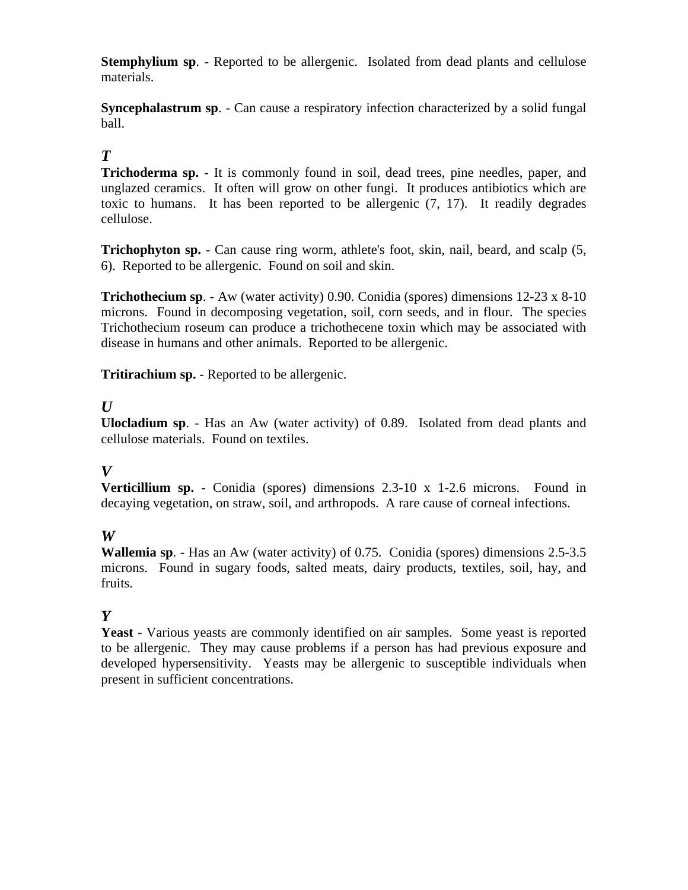**Stemphylium sp**. - Reported to be allergenic.  Isolated from dead plants and cellulose materials.

**Syncephalastrum sp**. - Can cause a respiratory infection characterized by a solid fungal ball.

### *T*

**Trichoderma sp.** - It is commonly found in soil, dead trees, pine needles, paper, and unglazed ceramics.  It often will grow on other fungi.  It produces antibiotics which are toxic to humans.  It has been reported to be allergenic (7, 17).  It readily degrades cellulose.

**Trichophyton sp.** - Can cause ring worm, athlete's foot, skin, nail, beard, and scalp (5, 6).  Reported to be allergenic.  Found on soil and skin.

**Trichothecium sp**. - Aw (water activity) 0.90. Conidia (spores) dimensions 12-23 x 8-10 microns.  Found in decomposing vegetation, soil, corn seeds, and in flour.  The species Trichothecium roseum can produce a trichothecene toxin which may be associated with disease in humans and other animals.  Reported to be allergenic.

**Tritirachium sp.** - Reported to be allergenic.

### *U*

**Ulocladium sp**. - Has an Aw (water activity) of 0.89.  Isolated from dead plants and cellulose materials.  Found on textiles.

### *V*

**Verticillium sp.** - Conidia (spores) dimensions 2.3-10 x 1-2.6 microns.  Found in decaying vegetation, on straw, soil, and arthropods.  A rare cause of corneal infections.

### *W*

**Wallemia sp**. - Has an Aw (water activity) of 0.75.  Conidia (spores) dimensions 2.5-3.5 microns.  Found in sugary foods, salted meats, dairy products, textiles, soil, hay, and fruits.

### *Y*

**Yeast** - Various yeasts are commonly identified on air samples.  Some yeast is reported to be allergenic.  They may cause problems if a person has had previous exposure and developed hypersensitivity.  Yeasts may be allergenic to susceptible individuals when present in sufficient concentrations.